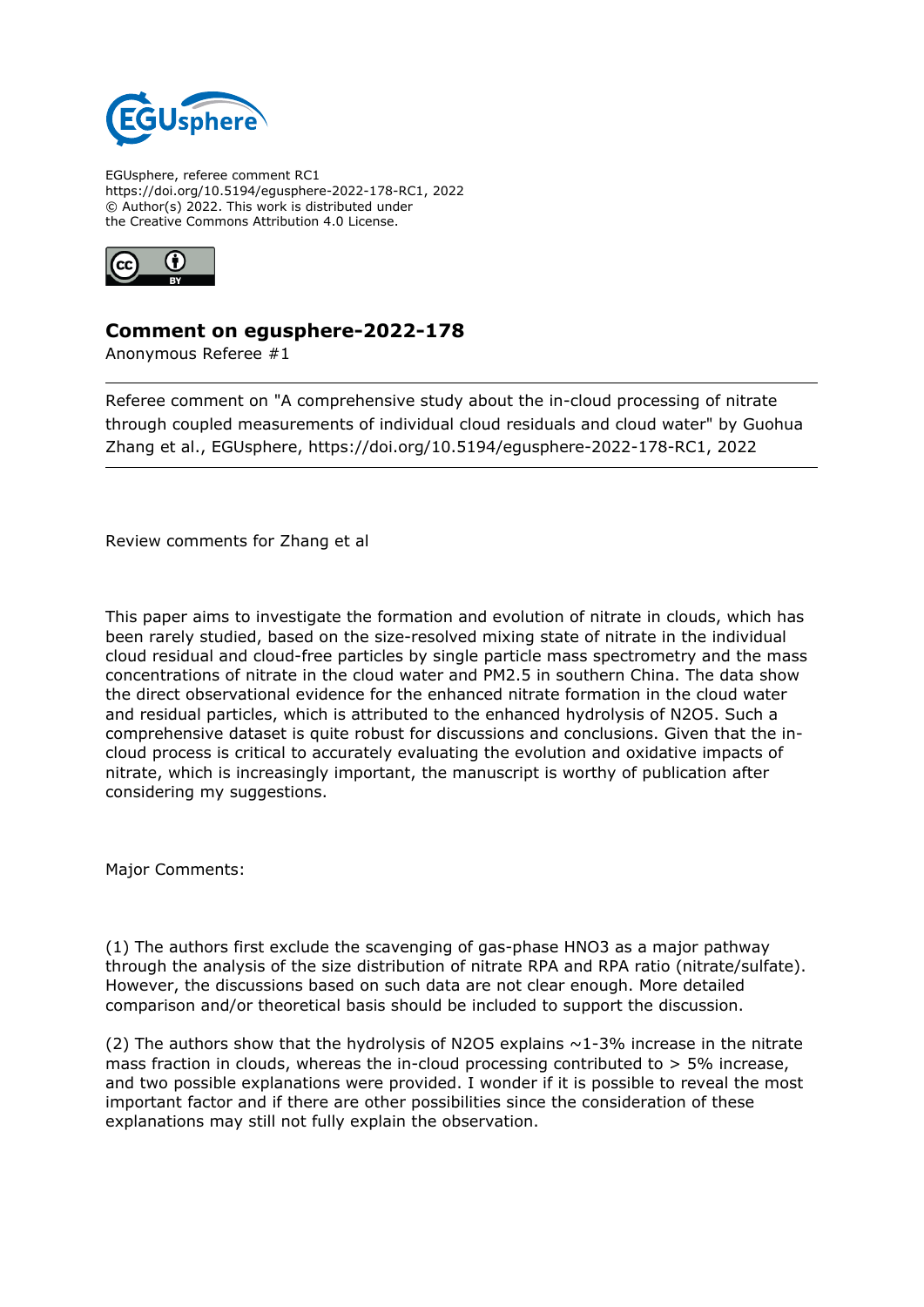EGUsphere, referee comment RC1
https://doi.org/10.5194/egusphere-2022-178-RC1, 2022
© Author(s) 2022. This work is distributed under
the Creative Commons Attribution 4.0 License.

## Comment on egusphere-2022-178

Anonymous Referee #1

---

Referee comment on "A comprehensive study about the in-cloud processing of nitrate through coupled measurements of individual cloud residuals and cloud water" by Guohua Zhang et al., EGUsphere, https://doi.org/10.5194/egusphere-2022-178-RC1, 2022

---

Review comments for Zhang et al

This paper aims to investigate the formation and evolution of nitrate in clouds, which has been rarely studied, based on the size-resolved mixing state of nitrate in the individual cloud residual and cloud-free particles by single particle mass spectrometry and the mass concentrations of nitrate in the cloud water and PM2.5 in southern China. The data show the direct observational evidence for the enhanced nitrate formation in the cloud water and residual particles, which is attributed to the enhanced hydrolysis of $N_2O_5$. Such a comprehensive dataset is quite robust for discussions and conclusions. Given that the in-cloud process is critical to accurately evaluating the evolution and oxidative impacts of nitrate, which is increasingly important, the manuscript is worthy of publication after considering my suggestions.

Major Comments:

(1) The authors first exclude the scavenging of gas-phase $HNO_3$ as a major pathway through the analysis of the size distribution of nitrate RPA and RPA ratio (nitrate/sulfate). However, the discussions based on such data are not clear enough. More detailed comparison and/or theoretical basis should be included to support the discussion.

(2) The authors show that the hydrolysis of $N_2O_5$ explains ~1-3% increase in the nitrate mass fraction in clouds, whereas the in-cloud processing contributed to > 5% increase, and two possible explanations were provided. I wonder if it is possible to reveal the most important factor and if there are other possibilities since the consideration of these explanations may still not fully explain the observation.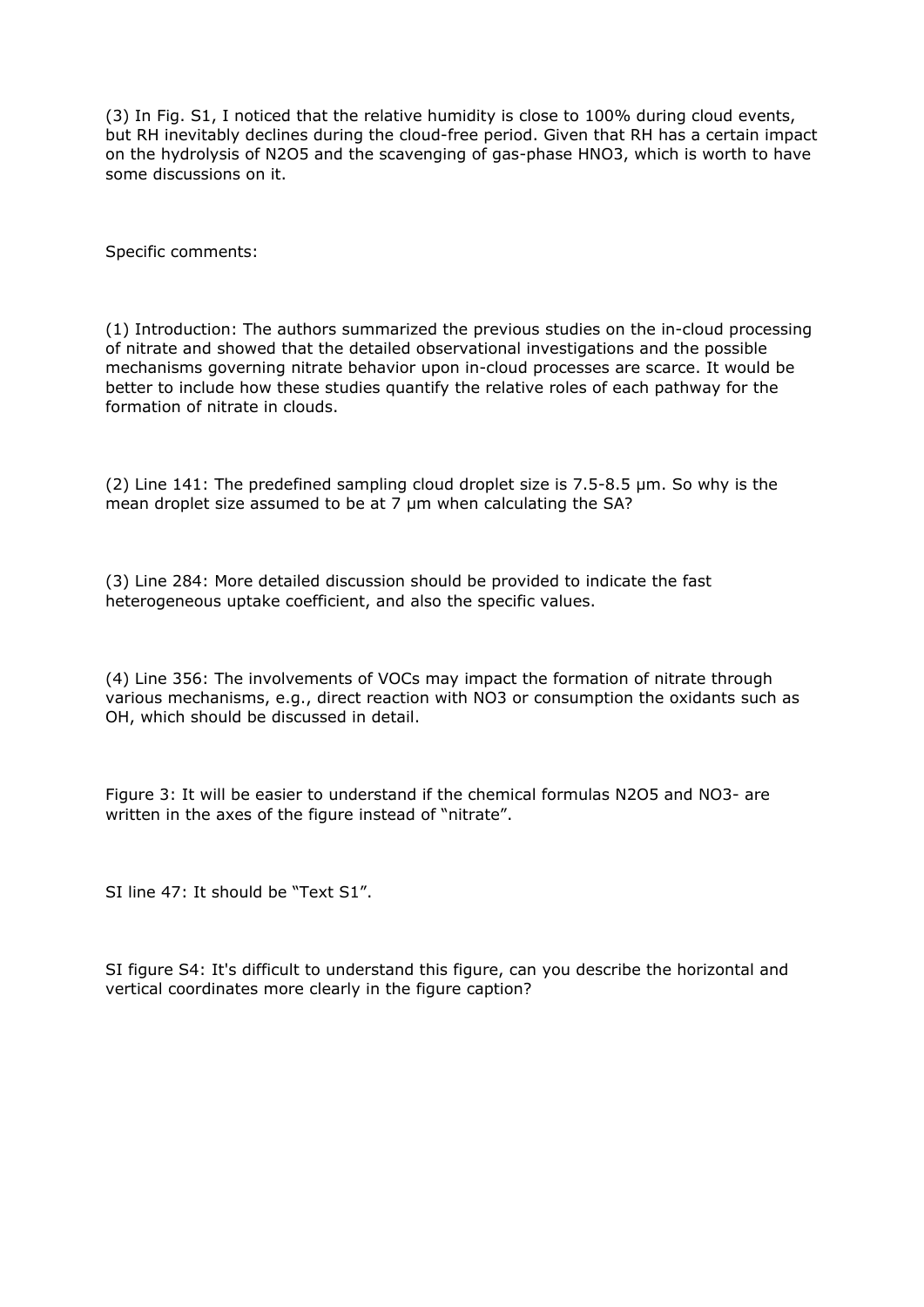(3) In Fig. S1, I noticed that the relative humidity is close to 100% during cloud events, but RH inevitably declines during the cloud-free period. Given that RH has a certain impact on the hydrolysis of $N_2O_5$ and the scavenging of gas-phase $HNO_3$, which is worth to have some discussions on it.

Specific comments:

(1) Introduction: The authors summarized the previous studies on the in-cloud processing of nitrate and showed that the detailed observational investigations and the possible mechanisms governing nitrate behavior upon in-cloud processes are scarce. It would be better to include how these studies quantify the relative roles of each pathway for the formation of nitrate in clouds.

(2) Line 141: The predefined sampling cloud droplet size is 7.5-8.5 μm. So why is the mean droplet size assumed to be at 7 μm when calculating the SA?

(3) Line 284: More detailed discussion should be provided to indicate the fast heterogeneous uptake coefficient, and also the specific values.

(4) Line 356: The involvements of VOCs may impact the formation of nitrate through various mechanisms, e.g., direct reaction with $NO_3$ or consumption the oxidants such as OH, which should be discussed in detail.

Figure 3: It will be easier to understand if the chemical formulas $N_2O_5$ and $NO_3^-$ are written in the axes of the figure instead of "nitrate".

SI line 47: It should be "Text S1".

SI figure S4: It's difficult to understand this figure, can you describe the horizontal and vertical coordinates more clearly in the figure caption?